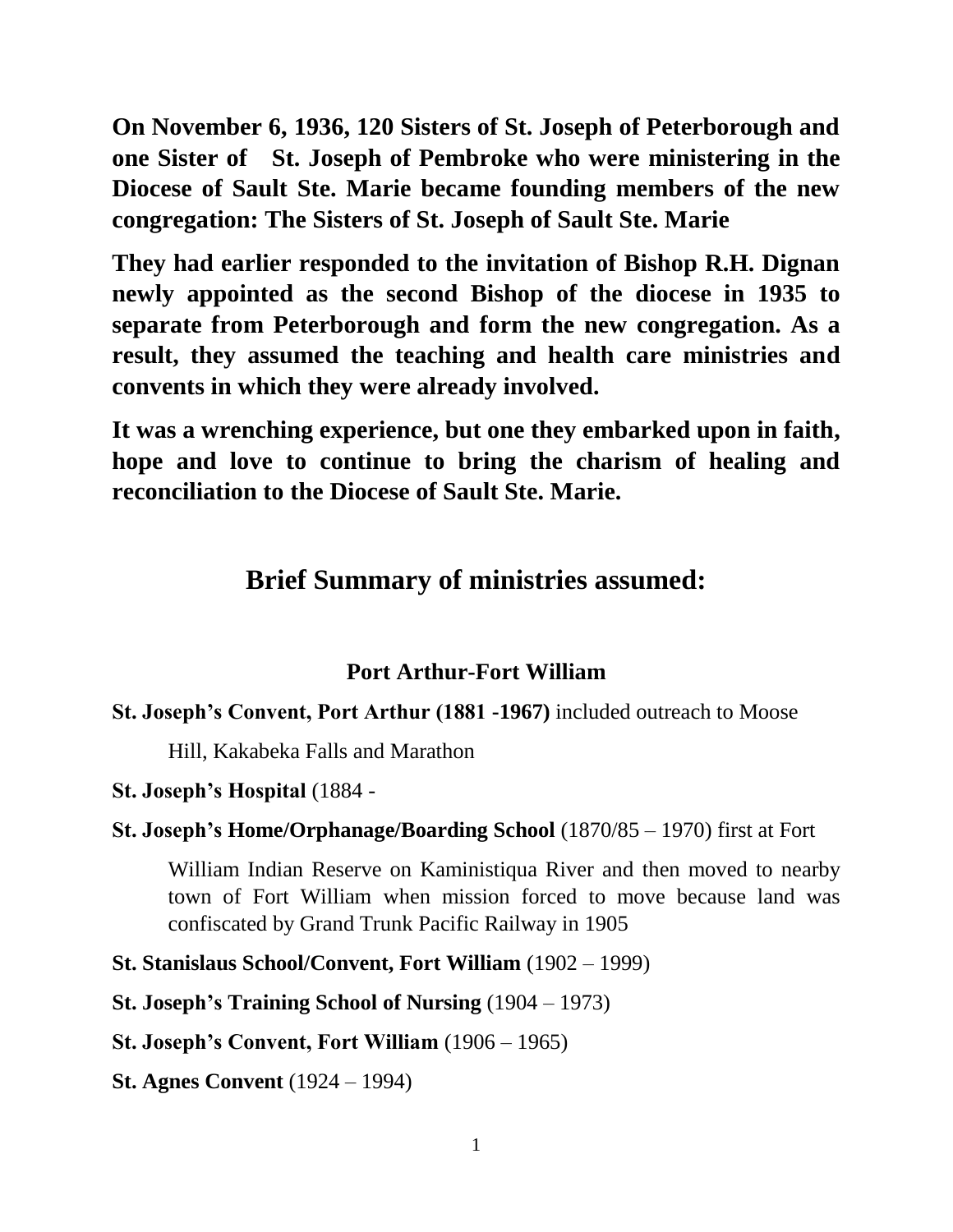**On November 6, 1936, 120 Sisters of St. Joseph of Peterborough and one Sister of St. Joseph of Pembroke who were ministering in the Diocese of Sault Ste. Marie became founding members of the new congregation: The Sisters of St. Joseph of Sault Ste. Marie**

**They had earlier responded to the invitation of Bishop R.H. Dignan newly appointed as the second Bishop of the diocese in 1935 to separate from Peterborough and form the new congregation. As a result, they assumed the teaching and health care ministries and convents in which they were already involved.**

**It was a wrenching experience, but one they embarked upon in faith, hope and love to continue to bring the charism of healing and reconciliation to the Diocese of Sault Ste. Marie.**

## Brief Summary of ministries assumed:

### Port Arthur-Fort William

**St. Joseph's Convent, Port Arthur (1881 -1967)** included outreach to Moose Hill, Kakabeka Falls and Marathon

**St. Joseph's Hospital** (1884 -

**St. Joseph's Home/Orphanage/Boarding School** (1870/85 – 1970) first at Fort William Indian Reserve on Kaministiqua River and then moved to nearby town of Fort William when mission forced to move because land was confiscated by Grand Trunk Pacific Railway in 1905

**St. Stanislaus School/Convent, Fort William** (1902 – 1999)

**St. Joseph's Training School of Nursing** (1904 – 1973)

**St. Joseph's Convent, Fort William** (1906 – 1965)

**St. Agnes Convent** (1924 – 1994)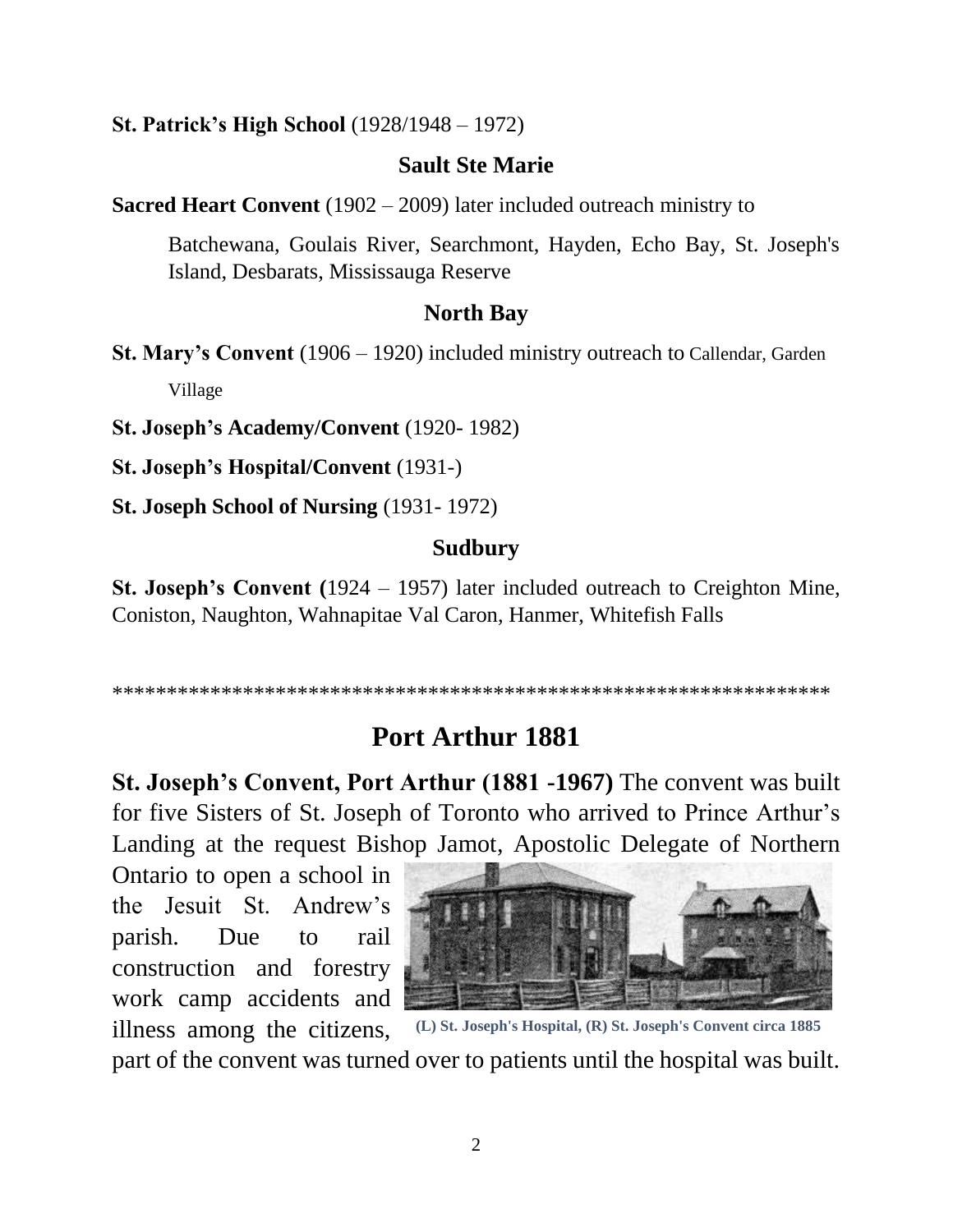**St. Patrick's High School** (1928/1948 – 1972)

### Sault Ste Marie

**Sacred Heart Convent** (1902 – 2009) later included outreach ministry to

Batchewana, Goulais River, Searchmont, Hayden, Echo Bay, St. Joseph's Island, Desbarats, Mississauga Reserve

### North Bay

**St. Mary's Convent** (1906 – 1920) included ministry outreach to Callendar, Garden Village

**St. Joseph's Academy/Convent** (1920- 1982)

**St. Joseph's Hospital/Convent** (1931-)

**St. Joseph School of Nursing** (1931- 1972)

### Sudbury

**St. Joseph's Convent (**1924 – 1957) later included outreach to Creighton Mine, Coniston, Naughton, Wahnapitae Val Caron, Hanmer, Whitefish Falls

*****************************************************************

## Port Arthur 1881

**St. Joseph's Convent, Port Arthur (1881 -1967)** The convent was built for five Sisters of St. Joseph of Toronto who arrived to Prince Arthur's Landing at the request Bishop Jamot, Apostolic Delegate of Northern Ontario to open a school in the Jesuit St. Andrew's parish. Due to rail construction and forestry work camp accidents and illness among the citizens, part of the convent was turned over to patients until the hospital was built.

**(L) St. Joseph's Hospital, (R) St. Joseph's Convent circa 1885**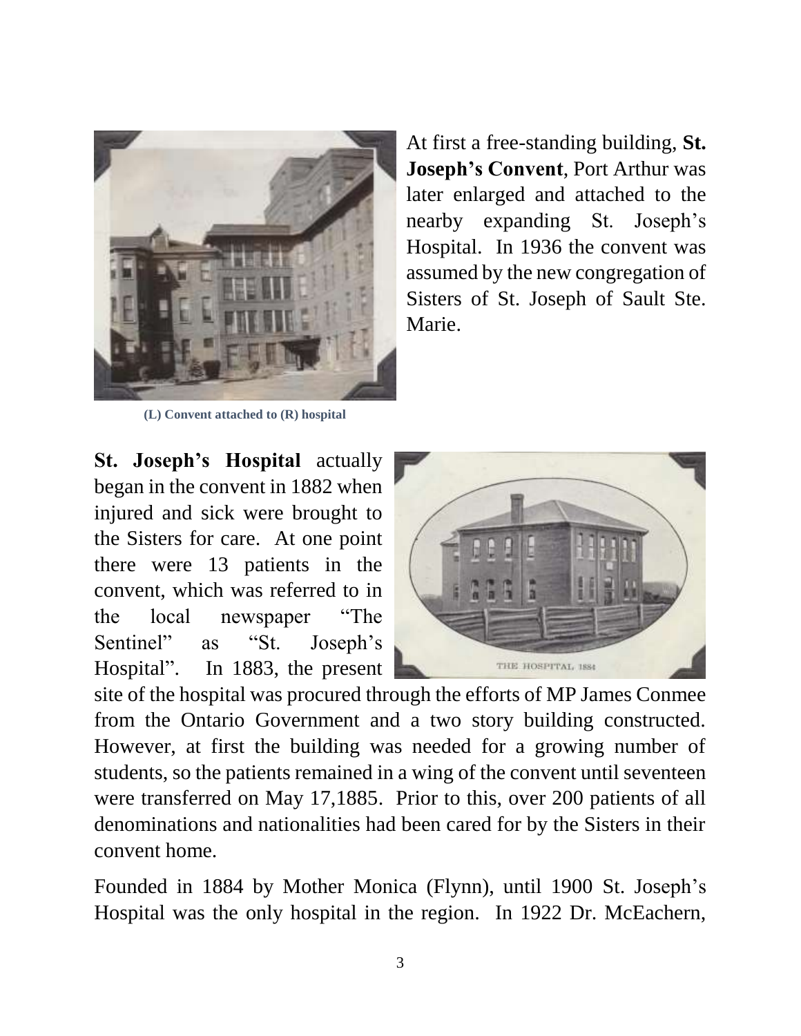At first a free-standing building, **St. Joseph's Convent**, Port Arthur was later enlarged and attached to the nearby expanding St. Joseph's Hospital. In 1936 the convent was assumed by the new congregation of Sisters of St. Joseph of Sault Ste. Marie.

**(L) Convent attached to (R) hospital**

**St. Joseph's Hospital** actually began in the convent in 1882 when injured and sick were brought to the Sisters for care. At one point there were 13 patients in the convent, which was referred to in the local newspaper "The Sentinel" as "St. Joseph's Hospital". In 1883, the present site of the hospital was procured through the efforts of MP James Conmee from the Ontario Government and a two story building constructed. However, at first the building was needed for a growing number of students, so the patients remained in a wing of the convent until seventeen were transferred on May 17,1885. Prior to this, over 200 patients of all denominations and nationalities had been cared for by the Sisters in their convent home.

THE HOSPITAL 1884

Founded in 1884 by Mother Monica (Flynn), until 1900 St. Joseph's Hospital was the only hospital in the region. In 1922 Dr. McEachern,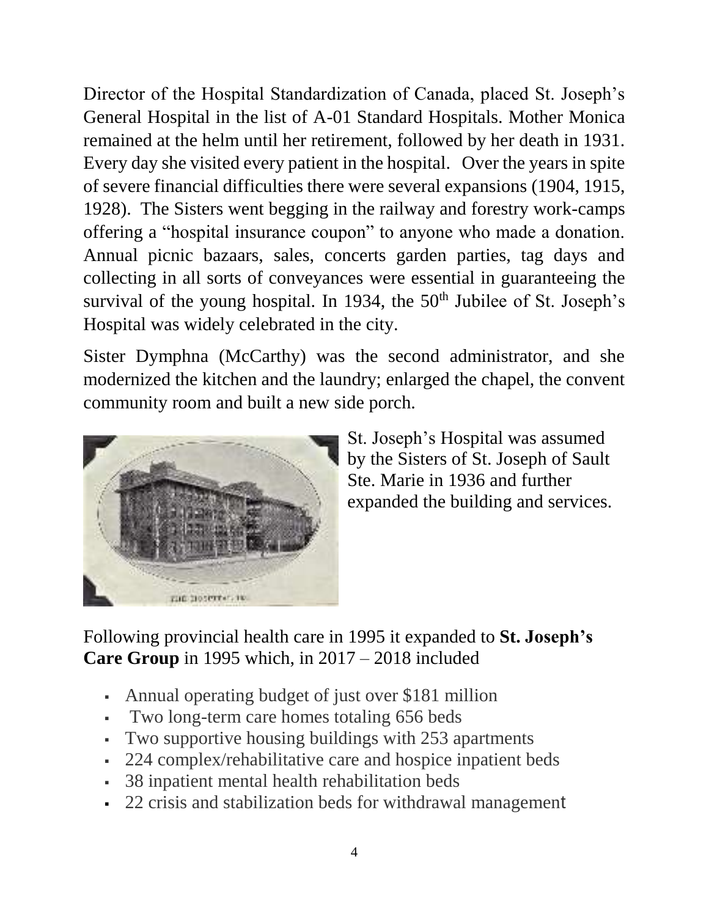Director of the Hospital Standardization of Canada, placed St. Joseph's General Hospital in the list of A-01 Standard Hospitals. Mother Monica remained at the helm until her retirement, followed by her death in 1931. Every day she visited every patient in the hospital. Over the years in spite of severe financial difficulties there were several expansions (1904, 1915, 1928). The Sisters went begging in the railway and forestry work-camps offering a "hospital insurance coupon" to anyone who made a donation. Annual picnic bazaars, sales, concerts garden parties, tag days and collecting in all sorts of conveyances were essential in guaranteeing the survival of the young hospital. In 1934, the 50th Jubilee of St. Joseph's Hospital was widely celebrated in the city.

Sister Dymphna (McCarthy) was the second administrator, and she modernized the kitchen and the laundry; enlarged the chapel, the convent community room and built a new side porch.

St. Joseph's Hospital was assumed by the Sisters of St. Joseph of Sault Ste. Marie in 1936 and further expanded the building and services.

Following provincial health care in 1995 it expanded to **St. Joseph's Care Group** in 1995 which, in 2017 – 2018 included

- Annual operating budget of just over $181 million
- Two long-term care homes totaling 656 beds
- Two supportive housing buildings with 253 apartments
- 224 complex/rehabilitative care and hospice inpatient beds
- 38 inpatient mental health rehabilitation beds
- 22 crisis and stabilization beds for withdrawal management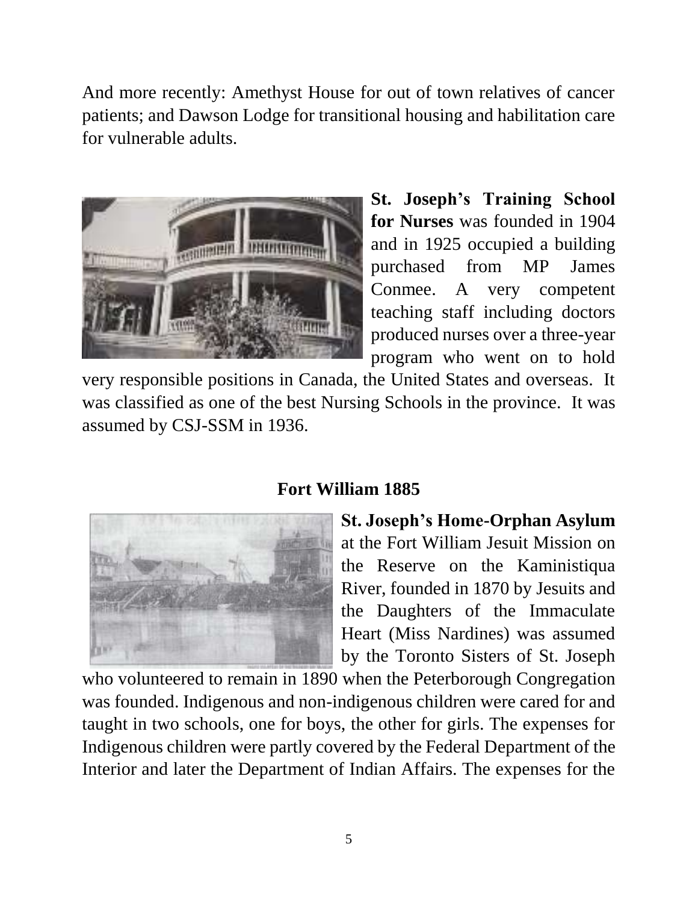And more recently: Amethyst House for out of town relatives of cancer patients; and Dawson Lodge for transitional housing and habilitation care for vulnerable adults.

**St. Joseph's Training School for Nurses** was founded in 1904 and in 1925 occupied a building purchased from MP James Conmee. A very competent teaching staff including doctors produced nurses over a three-year program who went on to hold very responsible positions in Canada, the United States and overseas. It was classified as one of the best Nursing Schools in the province. It was assumed by CSJ-SSM in 1936.

## Fort William 1885

**St. Joseph's Home-Orphan Asylum** at the Fort William Jesuit Mission on the Reserve on the Kaministiqua River, founded in 1870 by Jesuits and the Daughters of the Immaculate Heart (Miss Nardines) was assumed by the Toronto Sisters of St. Joseph who volunteered to remain in 1890 when the Peterborough Congregation was founded. Indigenous and non-indigenous children were cared for and taught in two schools, one for boys, the other for girls. The expenses for Indigenous children were partly covered by the Federal Department of the Interior and later the Department of Indian Affairs. The expenses for the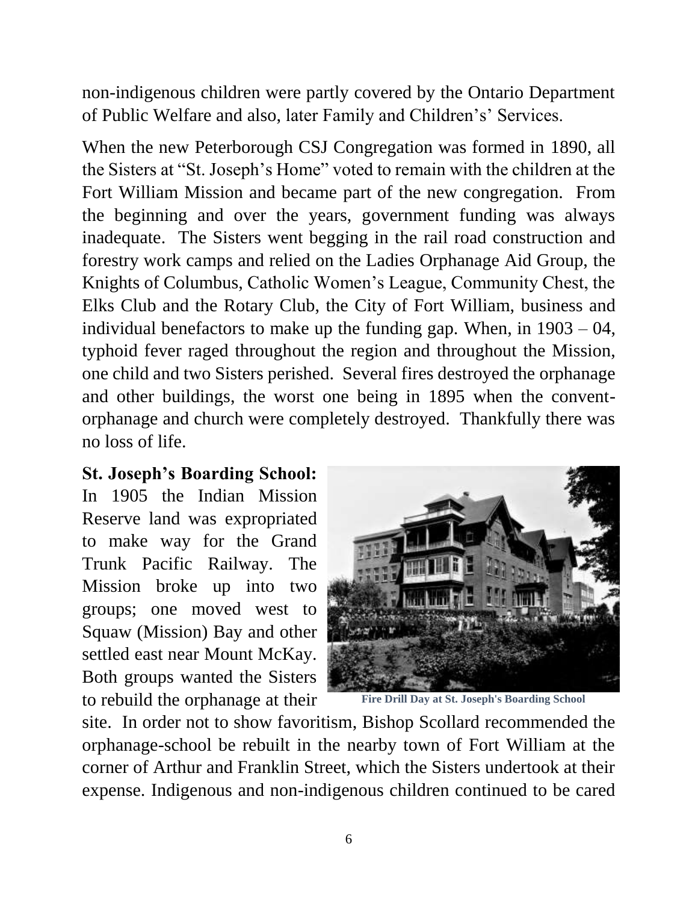non-indigenous children were partly covered by the Ontario Department of Public Welfare and also, later Family and Children's' Services.

When the new Peterborough CSJ Congregation was formed in 1890, all the Sisters at "St. Joseph's Home" voted to remain with the children at the Fort William Mission and became part of the new congregation. From the beginning and over the years, government funding was always inadequate. The Sisters went begging in the rail road construction and forestry work camps and relied on the Ladies Orphanage Aid Group, the Knights of Columbus, Catholic Women's League, Community Chest, the Elks Club and the Rotary Club, the City of Fort William, business and individual benefactors to make up the funding gap. When, in 1903 – 04, typhoid fever raged throughout the region and throughout the Mission, one child and two Sisters perished. Several fires destroyed the orphanage and other buildings, the worst one being in 1895 when the convent-orphanage and church were completely destroyed. Thankfully there was no loss of life.

**St. Joseph's Boarding School:**
In 1905 the Indian Mission Reserve land was expropriated to make way for the Grand Trunk Pacific Railway. The Mission broke up into two groups; one moved west to Squaw (Mission) Bay and other settled east near Mount McKay. Both groups wanted the Sisters to rebuild the orphanage at their site. In order not to show favoritism, Bishop Scollard recommended the orphanage-school be rebuilt in the nearby town of Fort William at the corner of Arthur and Franklin Street, which the Sisters undertook at their expense. Indigenous and non-indigenous children continued to be cared

Fire Drill Day at St. Joseph's Boarding School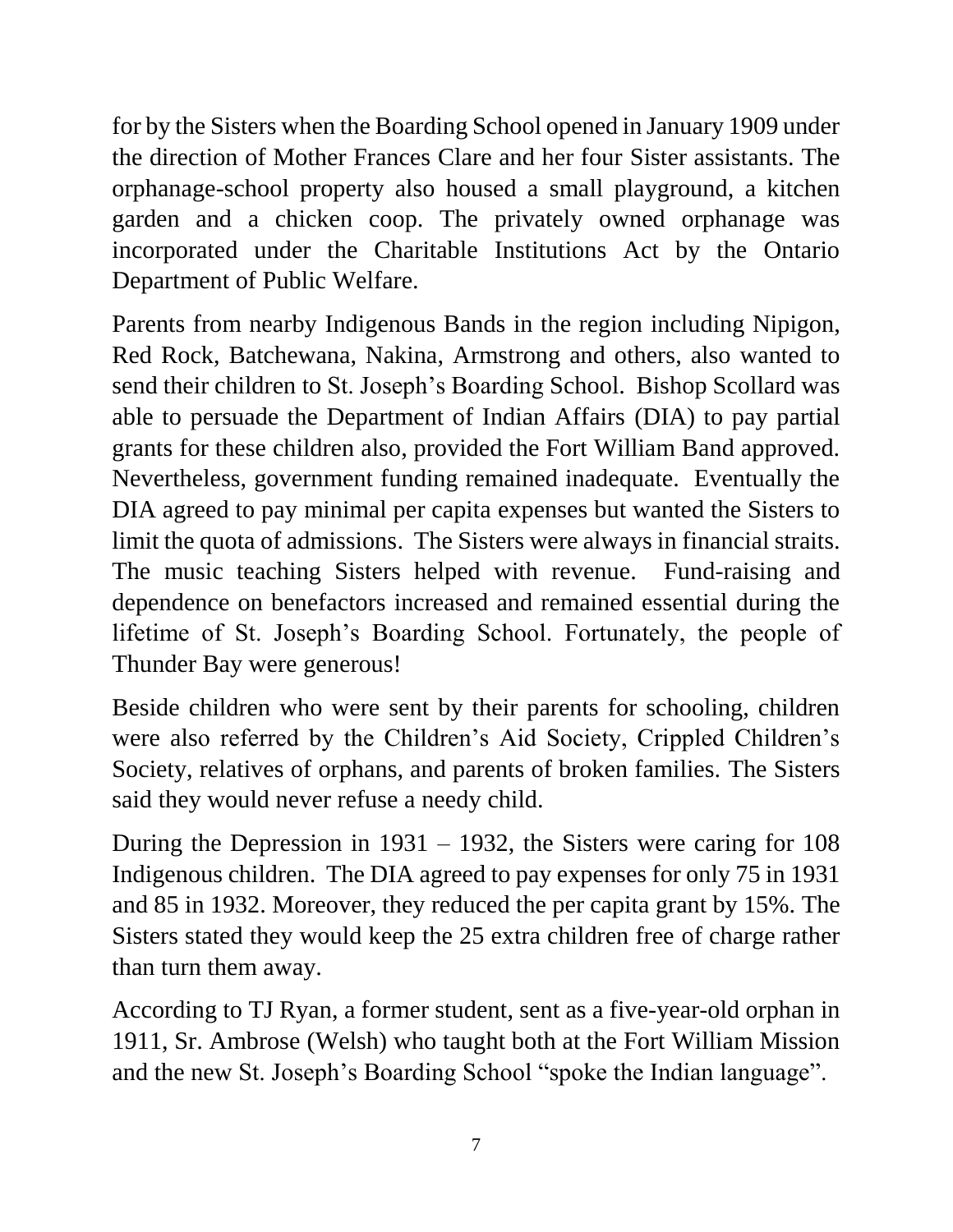for by the Sisters when the Boarding School opened in January 1909 under the direction of Mother Frances Clare and her four Sister assistants. The orphanage-school property also housed a small playground, a kitchen garden and a chicken coop. The privately owned orphanage was incorporated under the Charitable Institutions Act by the Ontario Department of Public Welfare.

Parents from nearby Indigenous Bands in the region including Nipigon, Red Rock, Batchewana, Nakina, Armstrong and others, also wanted to send their children to St. Joseph's Boarding School. Bishop Scollard was able to persuade the Department of Indian Affairs (DIA) to pay partial grants for these children also, provided the Fort William Band approved. Nevertheless, government funding remained inadequate. Eventually the DIA agreed to pay minimal per capita expenses but wanted the Sisters to limit the quota of admissions. The Sisters were always in financial straits. The music teaching Sisters helped with revenue. Fund-raising and dependence on benefactors increased and remained essential during the lifetime of St. Joseph's Boarding School. Fortunately, the people of Thunder Bay were generous!

Beside children who were sent by their parents for schooling, children were also referred by the Children's Aid Society, Crippled Children's Society, relatives of orphans, and parents of broken families. The Sisters said they would never refuse a needy child.

During the Depression in 1931 – 1932, the Sisters were caring for 108 Indigenous children. The DIA agreed to pay expenses for only 75 in 1931 and 85 in 1932. Moreover, they reduced the per capita grant by 15%. The Sisters stated they would keep the 25 extra children free of charge rather than turn them away.

According to TJ Ryan, a former student, sent as a five-year-old orphan in 1911, Sr. Ambrose (Welsh) who taught both at the Fort William Mission and the new St. Joseph's Boarding School "spoke the Indian language".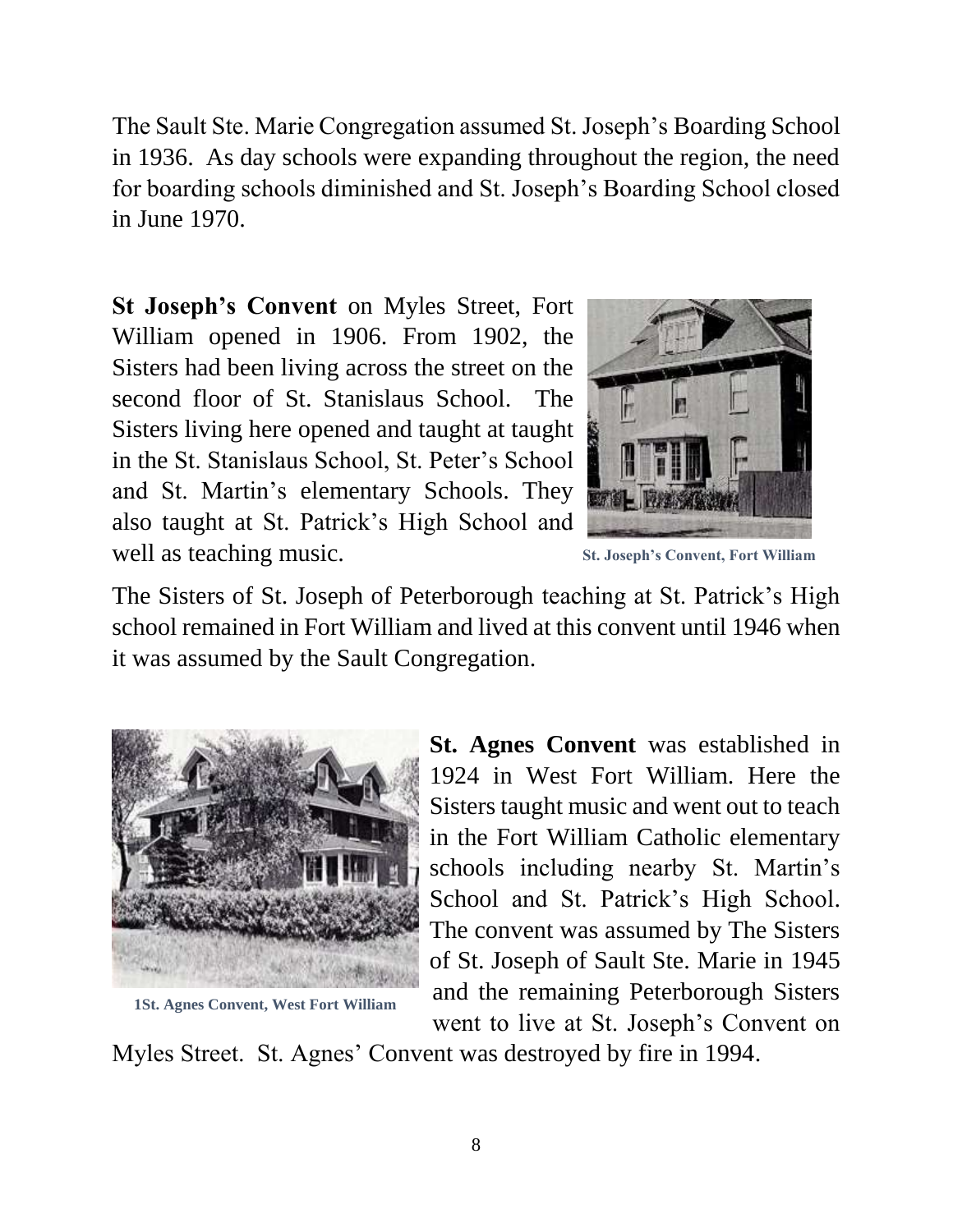The Sault Ste. Marie Congregation assumed St. Joseph's Boarding School in 1936. As day schools were expanding throughout the region, the need for boarding schools diminished and St. Joseph's Boarding School closed in June 1970.

**St Joseph's Convent** on Myles Street, Fort William opened in 1906. From 1902, the Sisters had been living across the street on the second floor of St. Stanislaus School. The Sisters living here opened and taught at taught in the St. Stanislaus School, St. Peter's School and St. Martin's elementary Schools. They also taught at St. Patrick's High School and well as teaching music.

St. Joseph's Convent, Fort William

The Sisters of St. Joseph of Peterborough teaching at St. Patrick's High school remained in Fort William and lived at this convent until 1946 when it was assumed by the Sault Congregation.

**St. Agnes Convent** was established in 1924 in West Fort William. Here the Sisters taught music and went out to teach in the Fort William Catholic elementary schools including nearby St. Martin's School and St. Patrick's High School. The convent was assumed by The Sisters of St. Joseph of Sault Ste. Marie in 1945 and the remaining Peterborough Sisters went to live at St. Joseph's Convent on Myles Street. St. Agnes' Convent was destroyed by fire in 1994.

1St. Agnes Convent, West Fort William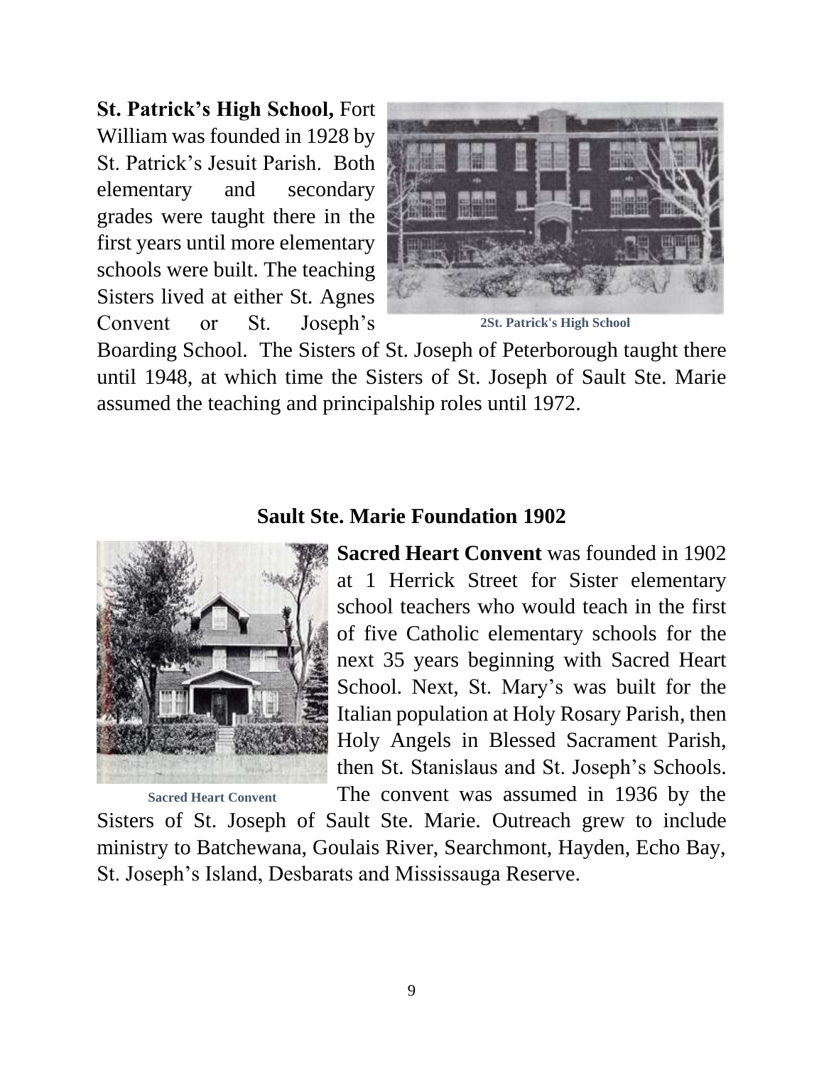**St. Patrick's High School,** Fort William was founded in 1928 by St. Patrick's Jesuit Parish. Both elementary and secondary grades were taught there in the first years until more elementary schools were built. The teaching Sisters lived at either St. Agnes Convent or St. Joseph's Boarding School. The Sisters of St. Joseph of Peterborough taught there until 1948, at which time the Sisters of St. Joseph of Sault Ste. Marie assumed the teaching and principalship roles until 1972.

2St. Patrick's High School

## Sault Ste. Marie Foundation 1902

**Sacred Heart Convent** was founded in 1902 at 1 Herrick Street for Sister elementary school teachers who would teach in the first of five Catholic elementary schools for the next 35 years beginning with Sacred Heart School. Next, St. Mary's was built for the Italian population at Holy Rosary Parish, then Holy Angels in Blessed Sacrament Parish, then St. Stanislaus and St. Joseph's Schools. The convent was assumed in 1936 by the Sisters of St. Joseph of Sault Ste. Marie. Outreach grew to include ministry to Batchewana, Goulais River, Searchmont, Hayden, Echo Bay, St. Joseph's Island, Desbarats and Mississauga Reserve.

Sacred Heart Convent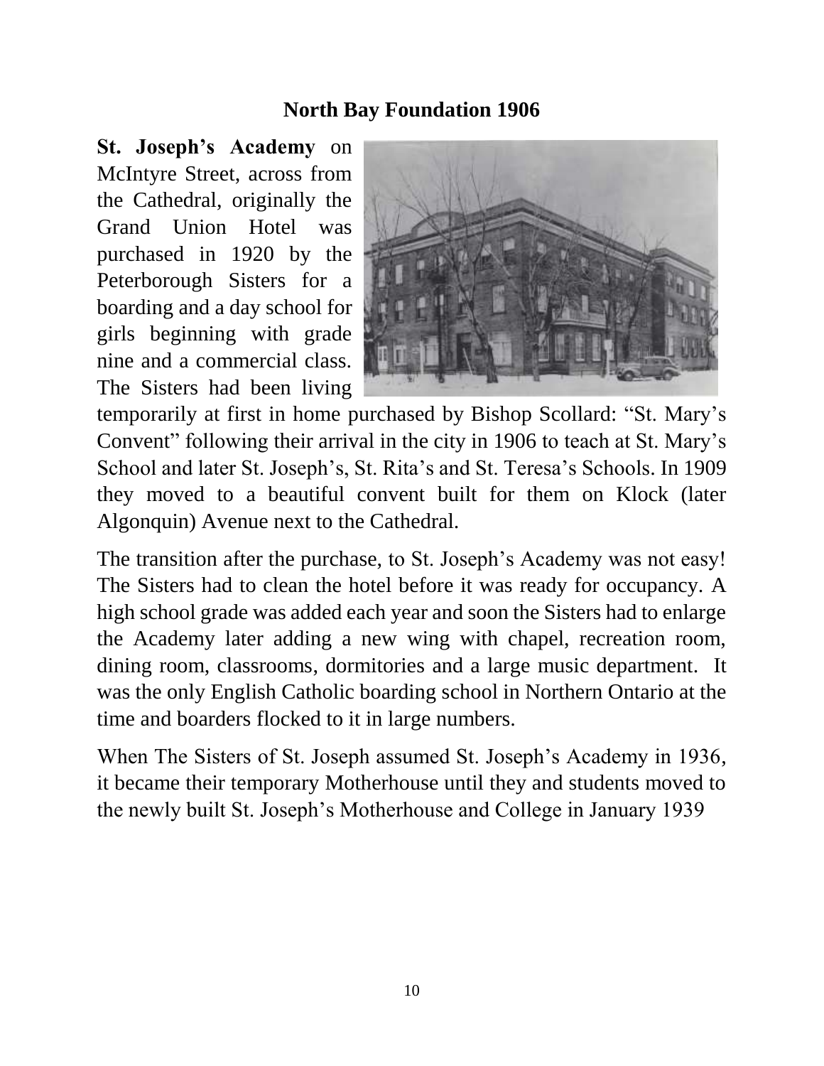## North Bay Foundation 1906

**St. Joseph's Academy** on McIntyre Street, across from the Cathedral, originally the Grand Union Hotel was purchased in 1920 by the Peterborough Sisters for a boarding and a day school for girls beginning with grade nine and a commercial class. The Sisters had been living temporarily at first in home purchased by Bishop Scollard: "St. Mary's Convent" following their arrival in the city in 1906 to teach at St. Mary's School and later St. Joseph's, St. Rita's and St. Teresa's Schools. In 1909 they moved to a beautiful convent built for them on Klock (later Algonquin) Avenue next to the Cathedral.

The transition after the purchase, to St. Joseph's Academy was not easy! The Sisters had to clean the hotel before it was ready for occupancy. A high school grade was added each year and soon the Sisters had to enlarge the Academy later adding a new wing with chapel, recreation room, dining room, classrooms, dormitories and a large music department. It was the only English Catholic boarding school in Northern Ontario at the time and boarders flocked to it in large numbers.

When The Sisters of St. Joseph assumed St. Joseph's Academy in 1936, it became their temporary Motherhouse until they and students moved to the newly built St. Joseph's Motherhouse and College in January 1939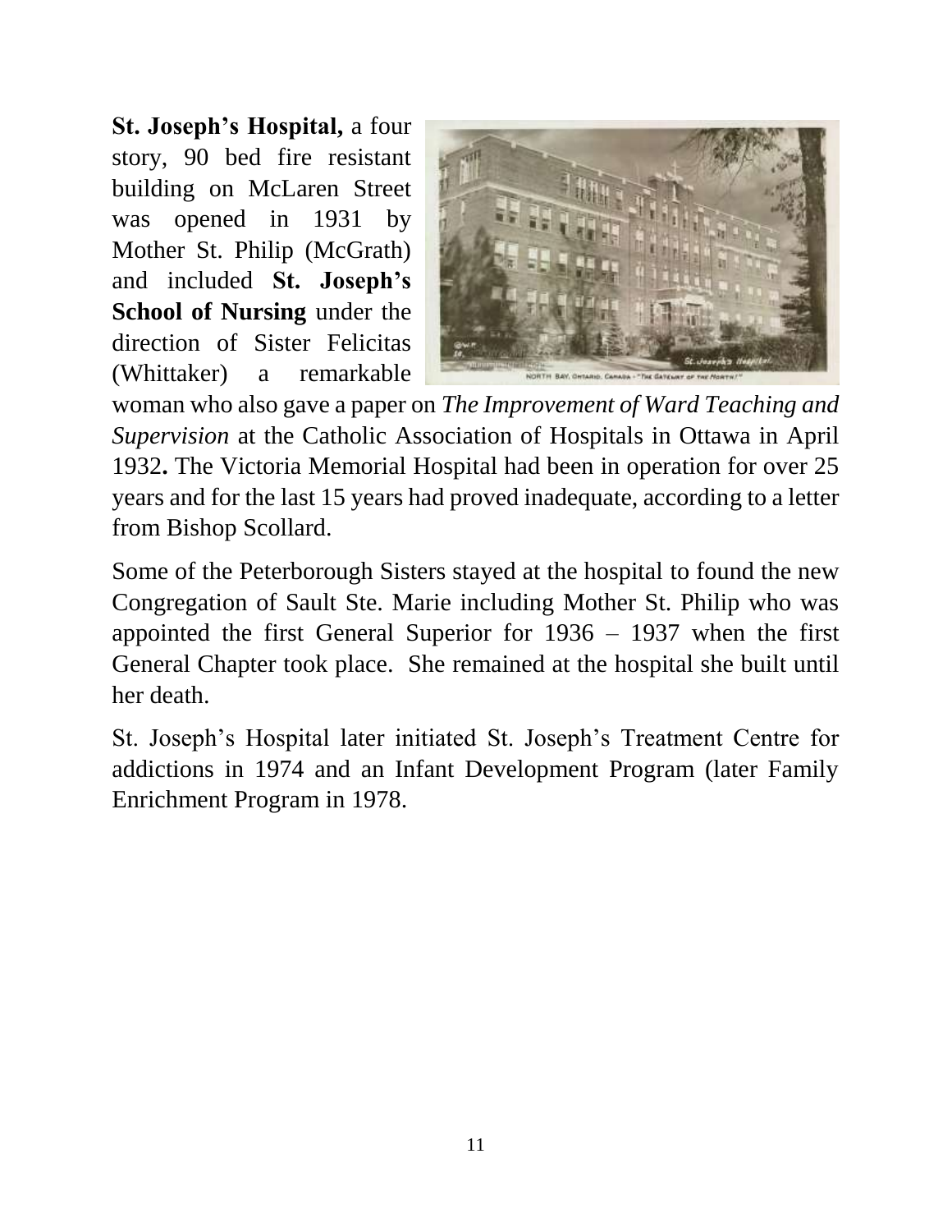**St. Joseph's Hospital,** a four story, 90 bed fire resistant building on McLaren Street was opened in 1931 by Mother St. Philip (McGrath) and included **St. Joseph's School of Nursing** under the direction of Sister Felicitas (Whittaker) a remarkable woman who also gave a paper on *The Improvement of Ward Teaching and Supervision* at the Catholic Association of Hospitals in Ottawa in April 1932**.** The Victoria Memorial Hospital had been in operation for over 25 years and for the last 15 years had proved inadequate, according to a letter from Bishop Scollard.

Some of the Peterborough Sisters stayed at the hospital to found the new Congregation of Sault Ste. Marie including Mother St. Philip who was appointed the first General Superior for 1936 – 1937 when the first General Chapter took place. She remained at the hospital she built until her death.

St. Joseph's Hospital later initiated St. Joseph's Treatment Centre for addictions in 1974 and an Infant Development Program (later Family Enrichment Program in 1978.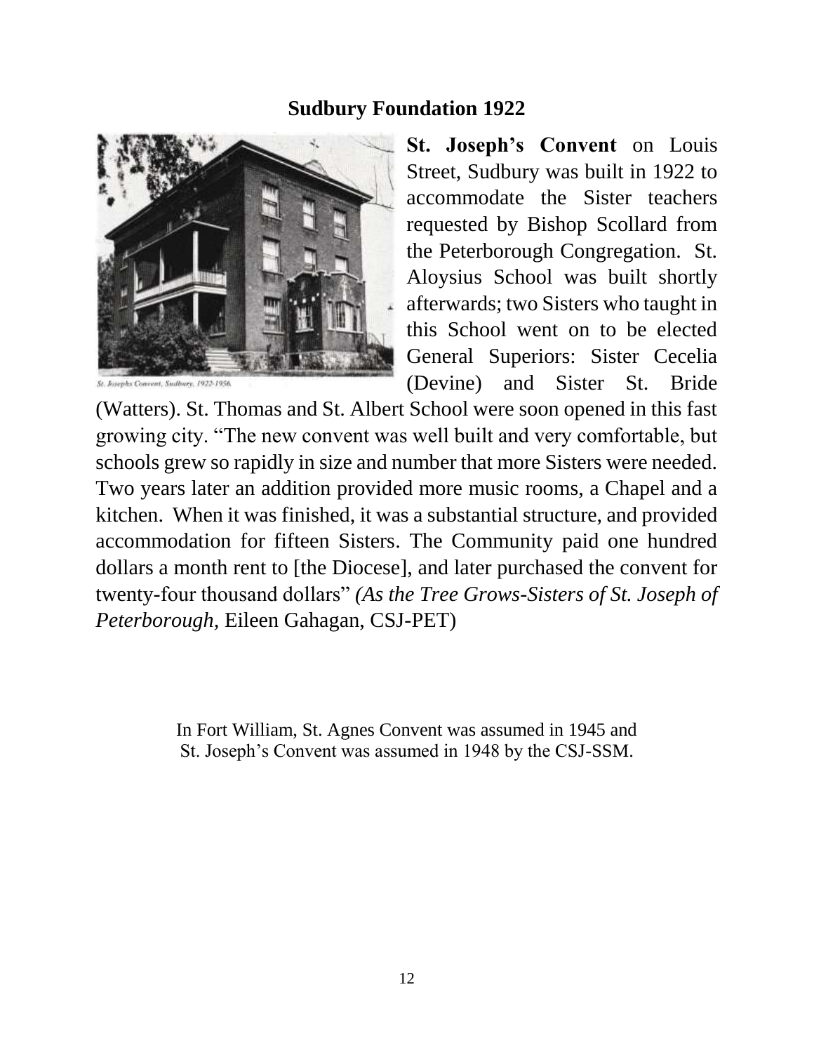## Sudbury Foundation 1922

St. Josephs Convent, Sudbury, 1922-1956.

**St. Joseph's Convent** on Louis Street, Sudbury was built in 1922 to accommodate the Sister teachers requested by Bishop Scollard from the Peterborough Congregation. St. Aloysius School was built shortly afterwards; two Sisters who taught in this School went on to be elected General Superiors: Sister Cecelia (Devine) and Sister St. Bride (Watters). St. Thomas and St. Albert School were soon opened in this fast growing city. "The new convent was well built and very comfortable, but schools grew so rapidly in size and number that more Sisters were needed. Two years later an addition provided more music rooms, a Chapel and a kitchen. When it was finished, it was a substantial structure, and provided accommodation for fifteen Sisters. The Community paid one hundred dollars a month rent to [the Diocese], and later purchased the convent for twenty-four thousand dollars" *(As the Tree Grows-Sisters of St. Joseph of Peterborough,* Eileen Gahagan, CSJ-PET)

In Fort William, St. Agnes Convent was assumed in 1945 and St. Joseph's Convent was assumed in 1948 by the CSJ-SSM.